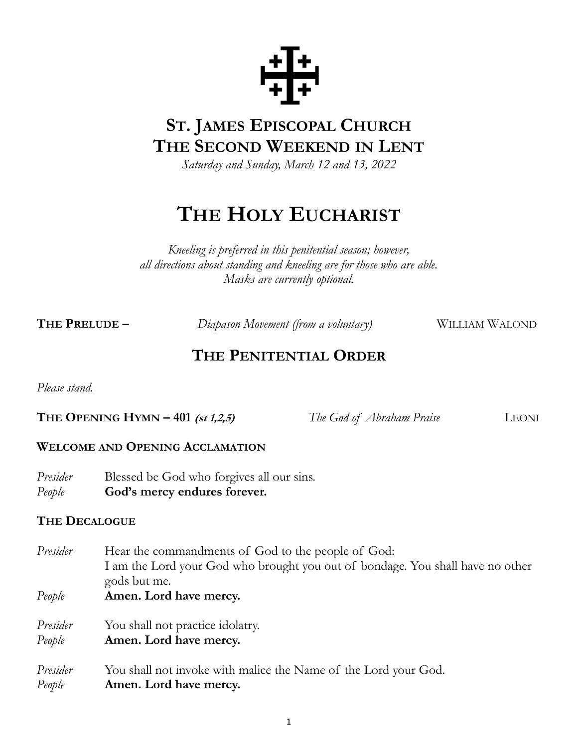# ST. JAMES EPISCOPAL CHURCH
# THE SECOND WEEKEND IN LENT

*Saturday and Sunday, March 12 and 13, 2022*

# THE HOLY EUCHARIST

*Kneeling is preferred in this penitential season; however, all directions about standing and kneeling are for those who are able. Masks are currently optional.*

**THE PRELUDE –** *Diapason Movement (from a voluntary)* WILLIAM WALOND

## THE PENITENTIAL ORDER

*Please stand.*

**THE OPENING HYMN – 401** ***(st 1,2,5)*** *The God of Abraham Praise* LEONI

**WELCOME AND OPENING ACCLAMATION**

*Presider* Blessed be God who forgives all our sins.
*People* **God's mercy endures forever.**

**THE DECALOGUE**

*Presider* Hear the commandments of God to the people of God:
I am the Lord your God who brought you out of bondage. You shall have no other gods but me.
*People* **Amen. Lord have mercy.**

*Presider* You shall not practice idolatry.
*People* **Amen. Lord have mercy.**

*Presider* You shall not invoke with malice the Name of the Lord your God.
*People* **Amen. Lord have mercy.**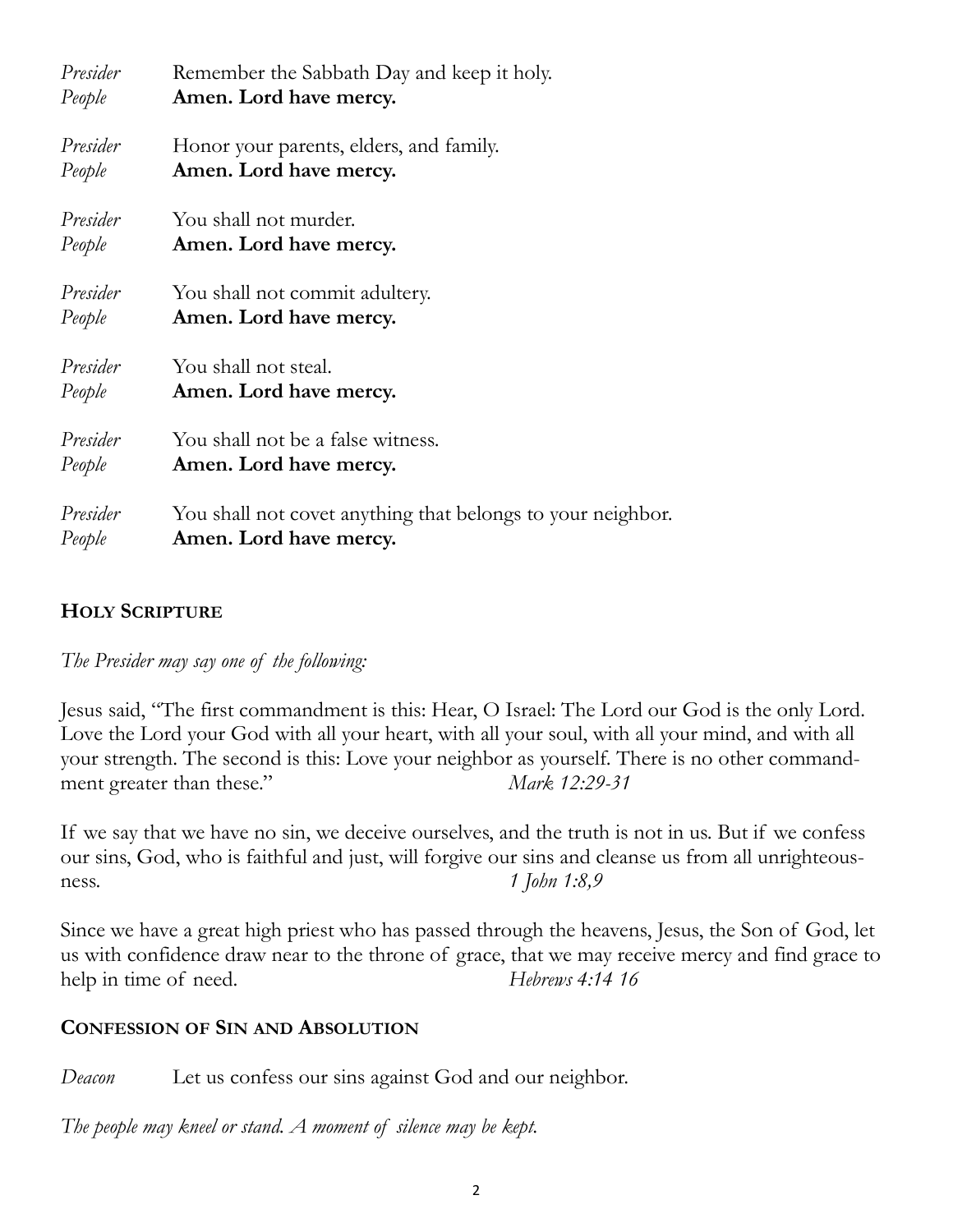*Presider* Remember the Sabbath Day and keep it holy.
*People* **Amen. Lord have mercy.**

*Presider* Honor your parents, elders, and family.
*People* **Amen. Lord have mercy.**

*Presider* You shall not murder.
*People* **Amen. Lord have mercy.**

*Presider* You shall not commit adultery.
*People* **Amen. Lord have mercy.**

*Presider* You shall not steal.
*People* **Amen. Lord have mercy.**

*Presider* You shall not be a false witness.
*People* **Amen. Lord have mercy.**

*Presider* You shall not covet anything that belongs to your neighbor.
*People* **Amen. Lord have mercy.**

## HOLY SCRIPTURE

*The Presider may say one of the following:*

Jesus said, "The first commandment is this: Hear, O Israel: The Lord our God is the only Lord. Love the Lord your God with all your heart, with all your soul, with all your mind, and with all your strength. The second is this: Love your neighbor as yourself. There is no other commandment greater than these." *Mark 12:29-31*

If we say that we have no sin, we deceive ourselves, and the truth is not in us. But if we confess our sins, God, who is faithful and just, will forgive our sins and cleanse us from all unrighteousness. *1 John 1:8,9*

Since we have a great high priest who has passed through the heavens, Jesus, the Son of God, let us with confidence draw near to the throne of grace, that we may receive mercy and find grace to help in time of need. *Hebrews 4:14 16*

## CONFESSION OF SIN AND ABSOLUTION

*Deacon* Let us confess our sins against God and our neighbor.

*The people may kneel or stand. A moment of silence may be kept.*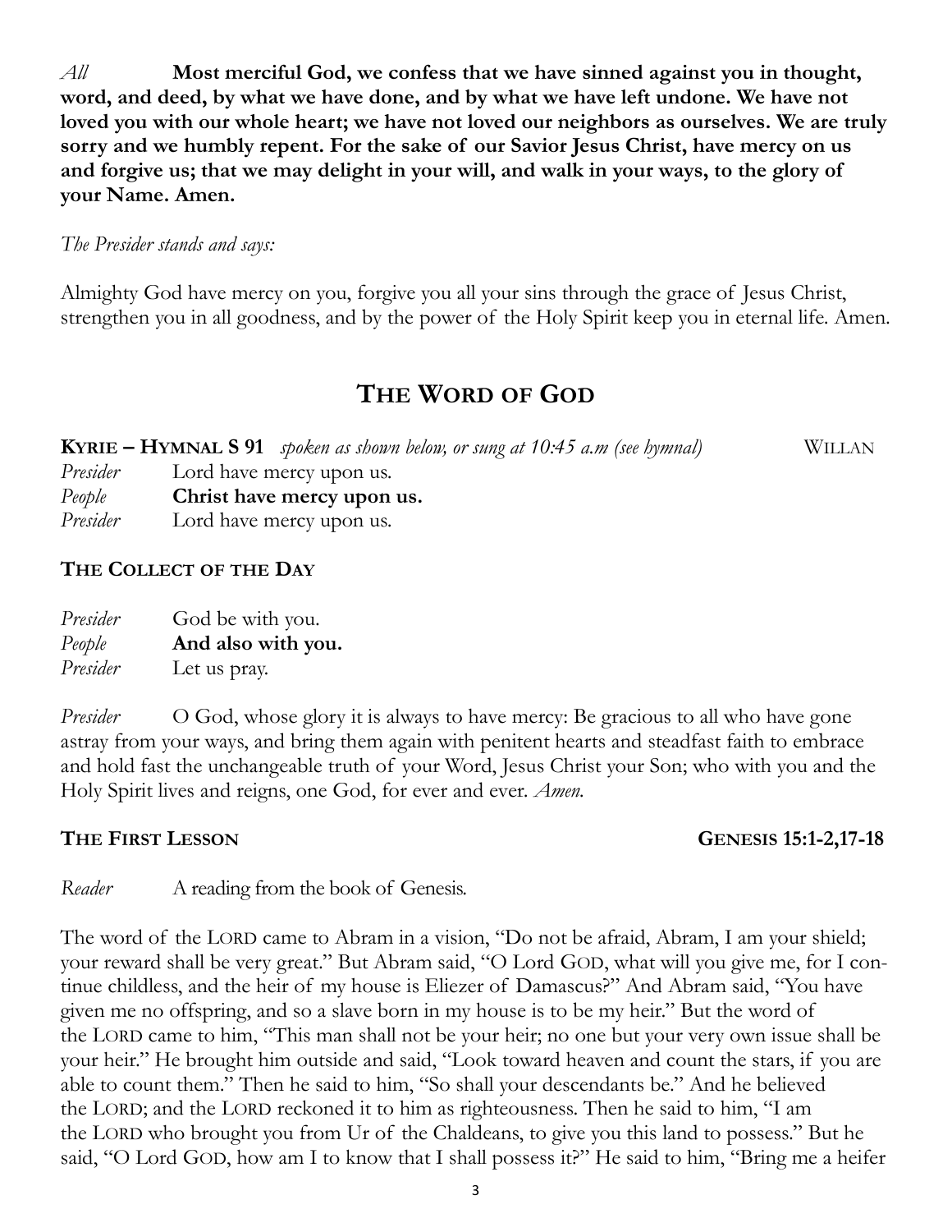*All* **Most merciful God, we confess that we have sinned against you in thought, word, and deed, by what we have done, and by what we have left undone. We have not loved you with our whole heart; we have not loved our neighbors as ourselves. We are truly sorry and we humbly repent. For the sake of our Savior Jesus Christ, have mercy on us and forgive us; that we may delight in your will, and walk in your ways, to the glory of your Name. Amen.**

*The Presider stands and says:*

Almighty God have mercy on you, forgive you all your sins through the grace of Jesus Christ, strengthen you in all goodness, and by the power of the Holy Spirit keep you in eternal life. Amen.

# THE WORD OF GOD

**KYRIE – HYMNAL S 91** *spoken as shown below, or sung at 10:45 a.m (see hymnal)* WILLAN

*Presider* Lord have mercy upon us.
*People* **Christ have mercy upon us.**
*Presider* Lord have mercy upon us.

**THE COLLECT OF THE DAY**

*Presider* God be with you.
*People* **And also with you.**
*Presider* Let us pray.

*Presider* O God, whose glory it is always to have mercy: Be gracious to all who have gone astray from your ways, and bring them again with penitent hearts and steadfast faith to embrace and hold fast the unchangeable truth of your Word, Jesus Christ your Son; who with you and the Holy Spirit lives and reigns, one God, for ever and ever. *Amen.*

**THE FIRST LESSON** **GENESIS 15:1-2,17-18**

*Reader* A reading from the book of Genesis.

The word of the LORD came to Abram in a vision, "Do not be afraid, Abram, I am your shield; your reward shall be very great." But Abram said, "O Lord GOD, what will you give me, for I continue childless, and the heir of my house is Eliezer of Damascus?" And Abram said, "You have given me no offspring, and so a slave born in my house is to be my heir." But the word of the LORD came to him, "This man shall not be your heir; no one but your very own issue shall be your heir." He brought him outside and said, "Look toward heaven and count the stars, if you are able to count them." Then he said to him, "So shall your descendants be." And he believed the LORD; and the LORD reckoned it to him as righteousness. Then he said to him, "I am the LORD who brought you from Ur of the Chaldeans, to give you this land to possess." But he said, "O Lord GOD, how am I to know that I shall possess it?" He said to him, "Bring me a heifer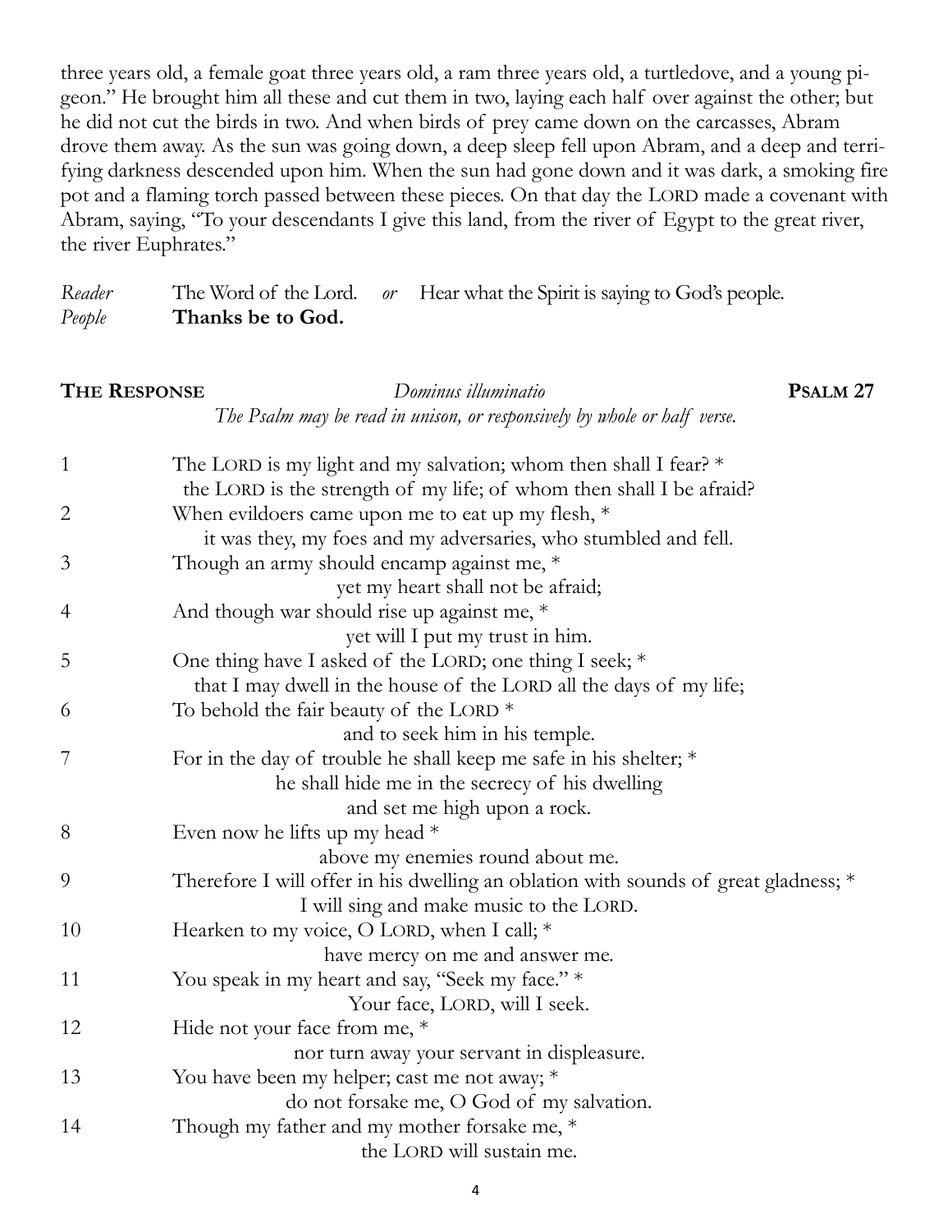three years old, a female goat three years old, a ram three years old, a turtledove, and a young pigeon." He brought him all these and cut them in two, laying each half over against the other; but he did not cut the birds in two. And when birds of prey came down on the carcasses, Abram drove them away. As the sun was going down, a deep sleep fell upon Abram, and a deep and terrifying darkness descended upon him. When the sun had gone down and it was dark, a smoking fire pot and a flaming torch passed between these pieces. On that day the LORD made a covenant with Abram, saying, "To your descendants I give this land, from the river of Egypt to the great river, the river Euphrates."

*Reader* The Word of the Lord. *or* Hear what the Spirit is saying to God's people.
*People* **Thanks be to God.**

**THE RESPONSE** *Dominus illuminatio* **PSALM 27**

*The Psalm may be read in unison, or responsively by whole or half verse.*

1 The LORD is my light and my salvation; whom then shall I fear? *
the LORD is the strength of my life; of whom then shall I be afraid?

2 When evildoers came upon me to eat up my flesh, *
it was they, my foes and my adversaries, who stumbled and fell.

3 Though an army should encamp against me, *
yet my heart shall not be afraid;

4 And though war should rise up against me, *
yet will I put my trust in him.

5 One thing have I asked of the LORD; one thing I seek; *
that I may dwell in the house of the LORD all the days of my life;

6 To behold the fair beauty of the LORD *
and to seek him in his temple.

7 For in the day of trouble he shall keep me safe in his shelter; *
he shall hide me in the secrecy of his dwelling
and set me high upon a rock.

8 Even now he lifts up my head *
above my enemies round about me.

9 Therefore I will offer in his dwelling an oblation with sounds of great gladness; *
I will sing and make music to the LORD.

10 Hearken to my voice, O LORD, when I call; *
have mercy on me and answer me.

11 You speak in my heart and say, "Seek my face." *
Your face, LORD, will I seek.

12 Hide not your face from me, *
nor turn away your servant in displeasure.

13 You have been my helper; cast me not away; *
do not forsake me, O God of my salvation.

14 Though my father and my mother forsake me, *
the LORD will sustain me.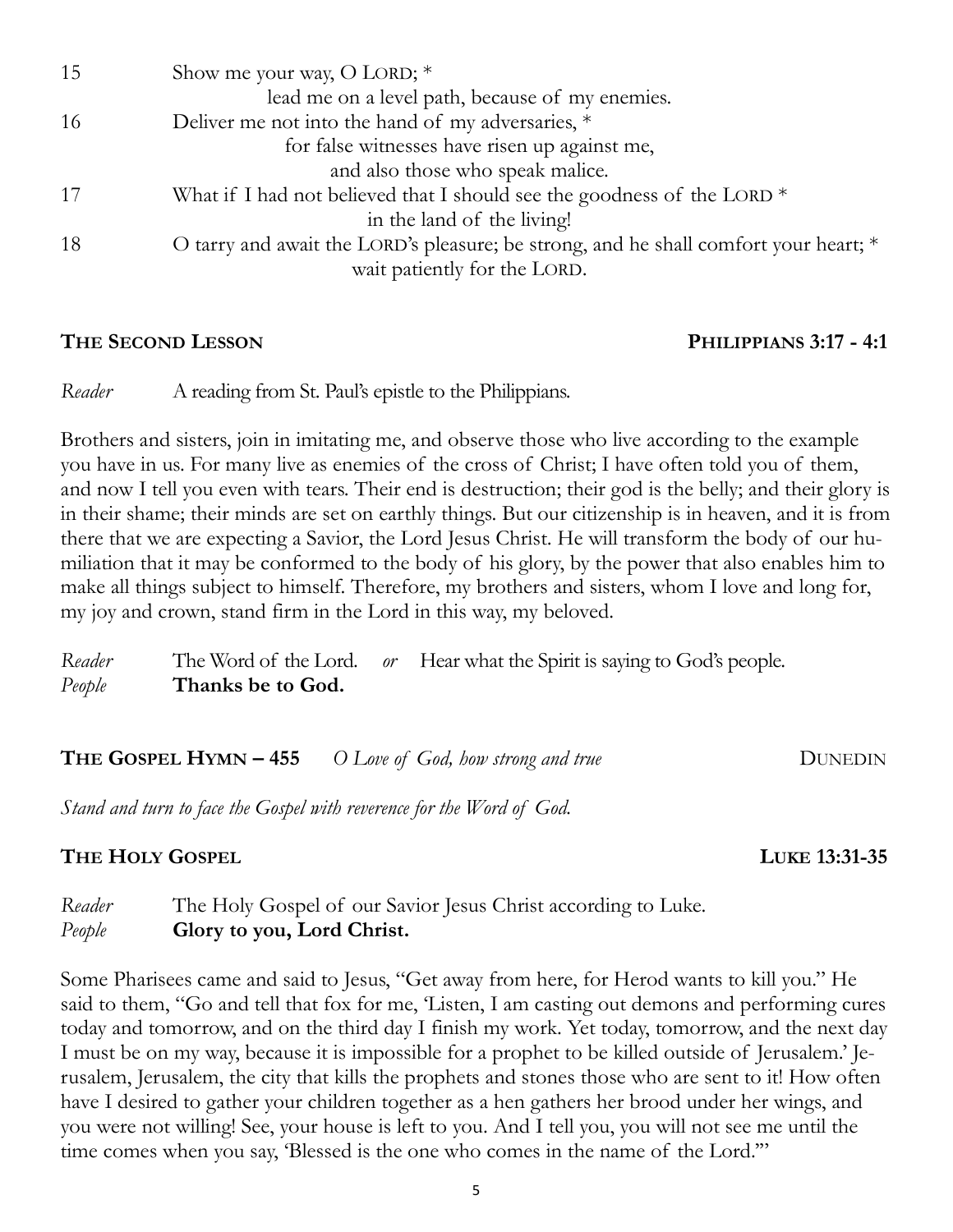15 Show me your way, O LORD; *
lead me on a level path, because of my enemies.

16 Deliver me not into the hand of my adversaries, *
for false witnesses have risen up against me,
and also those who speak malice.

17 What if I had not believed that I should see the goodness of the LORD *
in the land of the living!

18 O tarry and await the LORD's pleasure; be strong, and he shall comfort your heart; *
wait patiently for the LORD.

**THE SECOND LESSON** **PHILIPPIANS 3:17 - 4:1**

*Reader* A reading from St. Paul's epistle to the Philippians.

Brothers and sisters, join in imitating me, and observe those who live according to the example you have in us. For many live as enemies of the cross of Christ; I have often told you of them, and now I tell you even with tears. Their end is destruction; their god is the belly; and their glory is in their shame; their minds are set on earthly things. But our citizenship is in heaven, and it is from there that we are expecting a Savior, the Lord Jesus Christ. He will transform the body of our humiliation that it may be conformed to the body of his glory, by the power that also enables him to make all things subject to himself. Therefore, my brothers and sisters, whom I love and long for, my joy and crown, stand firm in the Lord in this way, my beloved.

*Reader* The Word of the Lord. *or* Hear what the Spirit is saying to God's people.
*People* **Thanks be to God.**

**THE GOSPEL HYMN – 455** *O Love of God, how strong and true* DUNEDIN

*Stand and turn to face the Gospel with reverence for the Word of God.*

**THE HOLY GOSPEL** **LUKE 13:31-35**

*Reader* The Holy Gospel of our Savior Jesus Christ according to Luke.
*People* **Glory to you, Lord Christ.**

Some Pharisees came and said to Jesus, "Get away from here, for Herod wants to kill you." He said to them, "Go and tell that fox for me, 'Listen, I am casting out demons and performing cures today and tomorrow, and on the third day I finish my work. Yet today, tomorrow, and the next day I must be on my way, because it is impossible for a prophet to be killed outside of Jerusalem.' Jerusalem, Jerusalem, the city that kills the prophets and stones those who are sent to it! How often have I desired to gather your children together as a hen gathers her brood under her wings, and you were not willing! See, your house is left to you. And I tell you, you will not see me until the time comes when you say, 'Blessed is the one who comes in the name of the Lord.'"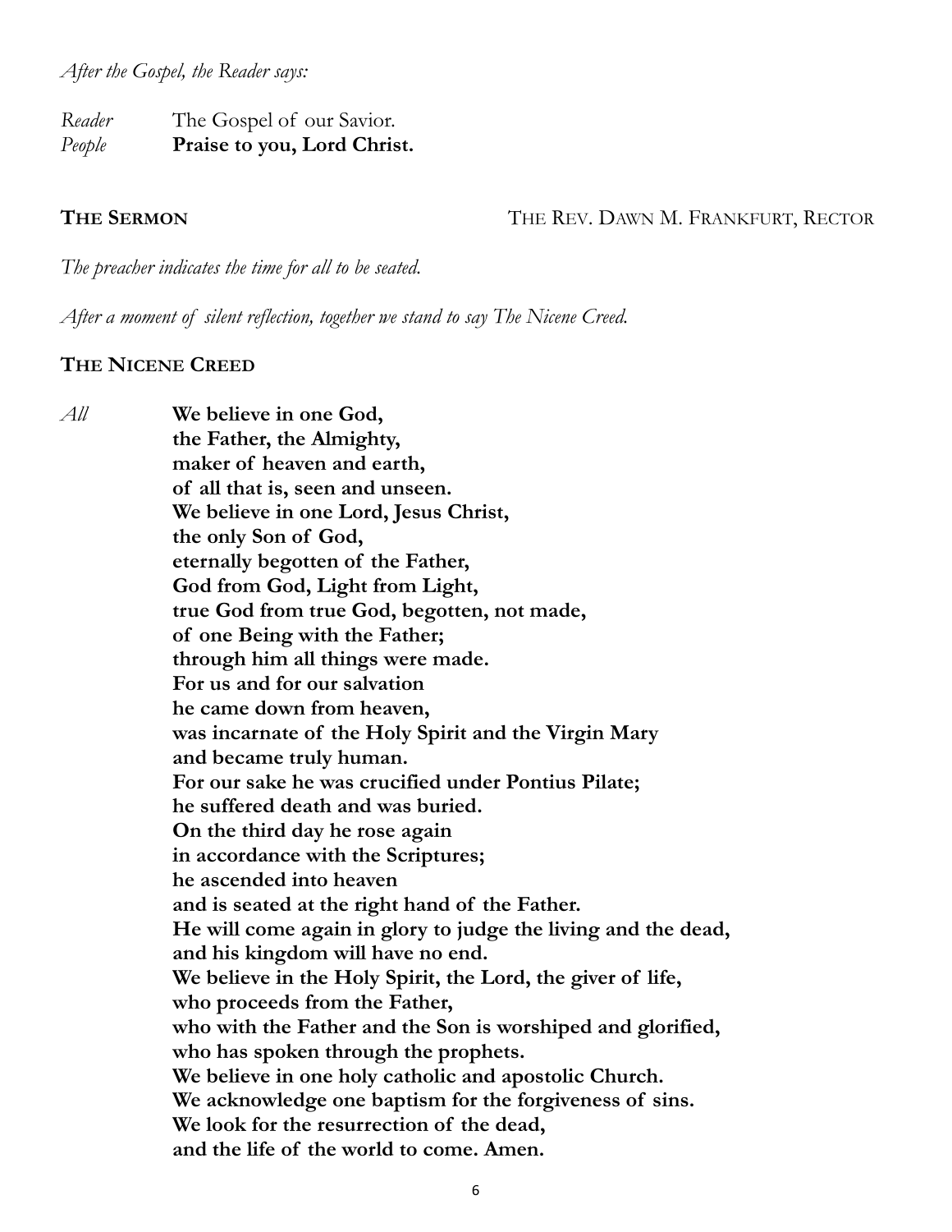*After the Gospel, the Reader says:*

*Reader* The Gospel of our Savior.
*People* **Praise to you, Lord Christ.**

**THE SERMON** THE REV. DAWN M. FRANKFURT, RECTOR

*The preacher indicates the time for all to be seated.*

*After a moment of silent reflection, together we stand to say The Nicene Creed.*

**THE NICENE CREED**

*All* **We believe in one God,**
**the Father, the Almighty,**
**maker of heaven and earth,**
**of all that is, seen and unseen.**
**We believe in one Lord, Jesus Christ,**
**the only Son of God,**
**eternally begotten of the Father,**
**God from God, Light from Light,**
**true God from true God, begotten, not made,**
**of one Being with the Father;**
**through him all things were made.**
**For us and for our salvation**
**he came down from heaven,**
**was incarnate of the Holy Spirit and the Virgin Mary**
**and became truly human.**
**For our sake he was crucified under Pontius Pilate;**
**he suffered death and was buried.**
**On the third day he rose again**
**in accordance with the Scriptures;**
**he ascended into heaven**
**and is seated at the right hand of the Father.**
**He will come again in glory to judge the living and the dead,**
**and his kingdom will have no end.**
**We believe in the Holy Spirit, the Lord, the giver of life,**
**who proceeds from the Father,**
**who with the Father and the Son is worshiped and glorified,**
**who has spoken through the prophets.**
**We believe in one holy catholic and apostolic Church.**
**We acknowledge one baptism for the forgiveness of sins.**
**We look for the resurrection of the dead,**
**and the life of the world to come. Amen.**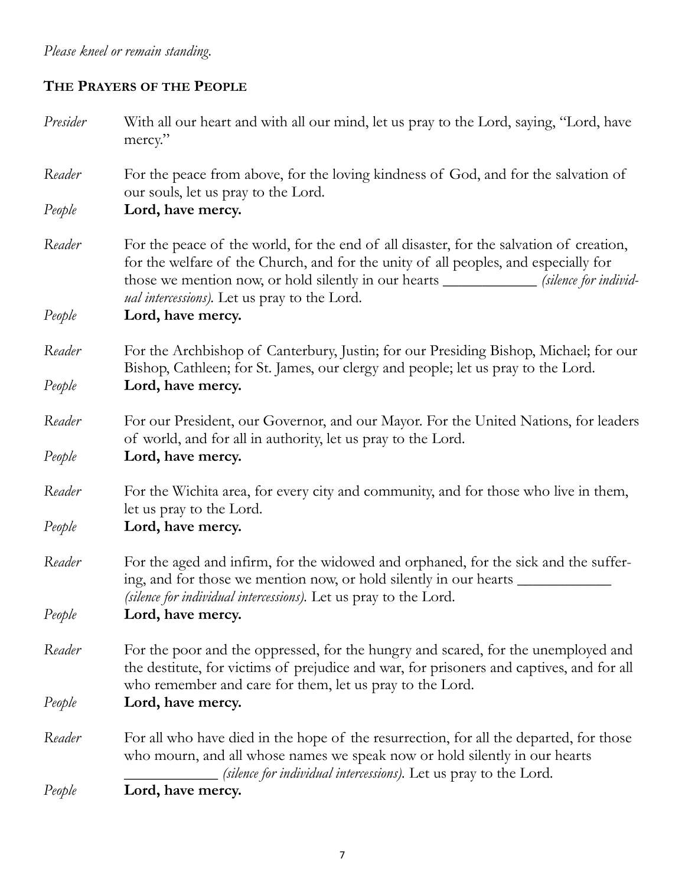*Please kneel or remain standing.*

## The Prayers of the People

*Presider* With all our heart and with all our mind, let us pray to the Lord, saying, "Lord, have mercy."

*Reader* For the peace from above, for the loving kindness of God, and for the salvation of our souls, let us pray to the Lord.

*People* **Lord, have mercy.**

*Reader* For the peace of the world, for the end of all disaster, for the salvation of creation, for the welfare of the Church, and for the unity of all peoples, and especially for those we mention now, or hold silently in our hearts ____________ *(silence for individual intercessions).* Let us pray to the Lord.

*People* **Lord, have mercy.**

*Reader* For the Archbishop of Canterbury, Justin; for our Presiding Bishop, Michael; for our Bishop, Cathleen; for St. James, our clergy and people; let us pray to the Lord.

*People* **Lord, have mercy.**

*Reader* For our President, our Governor, and our Mayor. For the United Nations, for leaders of world, and for all in authority, let us pray to the Lord.

*People* **Lord, have mercy.**

*Reader* For the Wichita area, for every city and community, and for those who live in them, let us pray to the Lord.

*People* **Lord, have mercy.**

*Reader* For the aged and infirm, for the widowed and orphaned, for the sick and the suffering, and for those we mention now, or hold silently in our hearts ____________ *(silence for individual intercessions).* Let us pray to the Lord.

*People* **Lord, have mercy.**

*Reader* For the poor and the oppressed, for the hungry and scared, for the unemployed and the destitute, for victims of prejudice and war, for prisoners and captives, and for all who remember and care for them, let us pray to the Lord.

*People* **Lord, have mercy.**

*Reader* For all who have died in the hope of the resurrection, for all the departed, for those who mourn, and all whose names we speak now or hold silently in our hearts ____________ *(silence for individual intercessions).* Let us pray to the Lord.

*People* **Lord, have mercy.**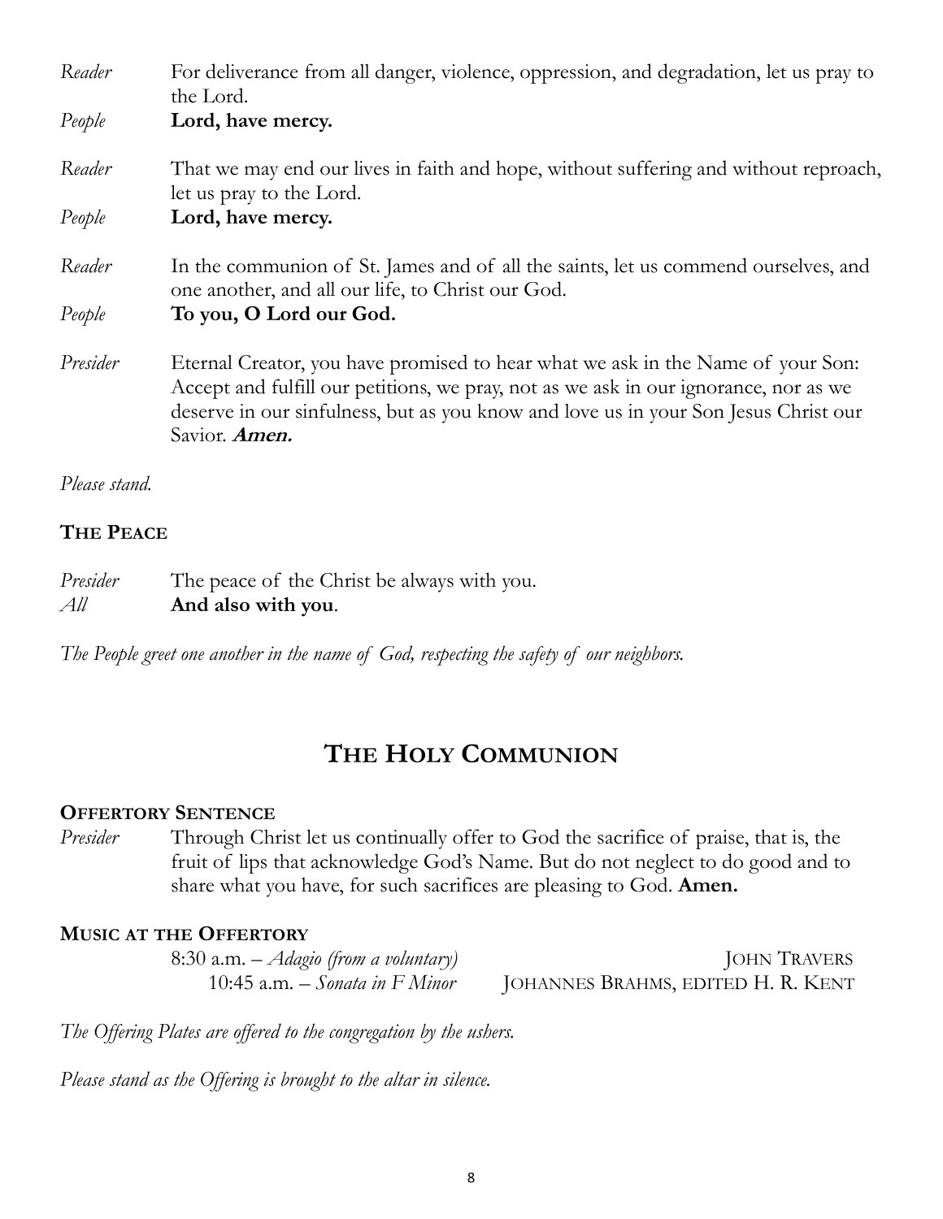*Reader* For deliverance from all danger, violence, oppression, and degradation, let us pray to the Lord.

*People* **Lord, have mercy.**

*Reader* That we may end our lives in faith and hope, without suffering and without reproach, let us pray to the Lord.

*People* **Lord, have mercy.**

*Reader* In the communion of St. James and of all the saints, let us commend ourselves, and one another, and all our life, to Christ our God.

*People* **To you, O Lord our God.**

*Presider* Eternal Creator, you have promised to hear what we ask in the Name of your Son: Accept and fulfill our petitions, we pray, not as we ask in our ignorance, nor as we deserve in our sinfulness, but as you know and love us in your Son Jesus Christ our Savior. ***Amen.***

*Please stand.*

### THE PEACE

*Presider* The peace of the Christ be always with you.
*All* **And also with you**.

*The People greet one another in the name of God, respecting the safety of our neighbors.*

## THE HOLY COMMUNION

### OFFERTORY SENTENCE

*Presider* Through Christ let us continually offer to God the sacrifice of praise, that is, the fruit of lips that acknowledge God's Name. But do not neglect to do good and to share what you have, for such sacrifices are pleasing to God. **Amen.**

### MUSIC AT THE OFFERTORY

8:30 a.m. – *Adagio (from a voluntary)* JOHN TRAVERS
10:45 a.m. – *Sonata in F Minor* JOHANNES BRAHMS, EDITED H. R. KENT

*The Offering Plates are offered to the congregation by the ushers.*

*Please stand as the Offering is brought to the altar in silence.*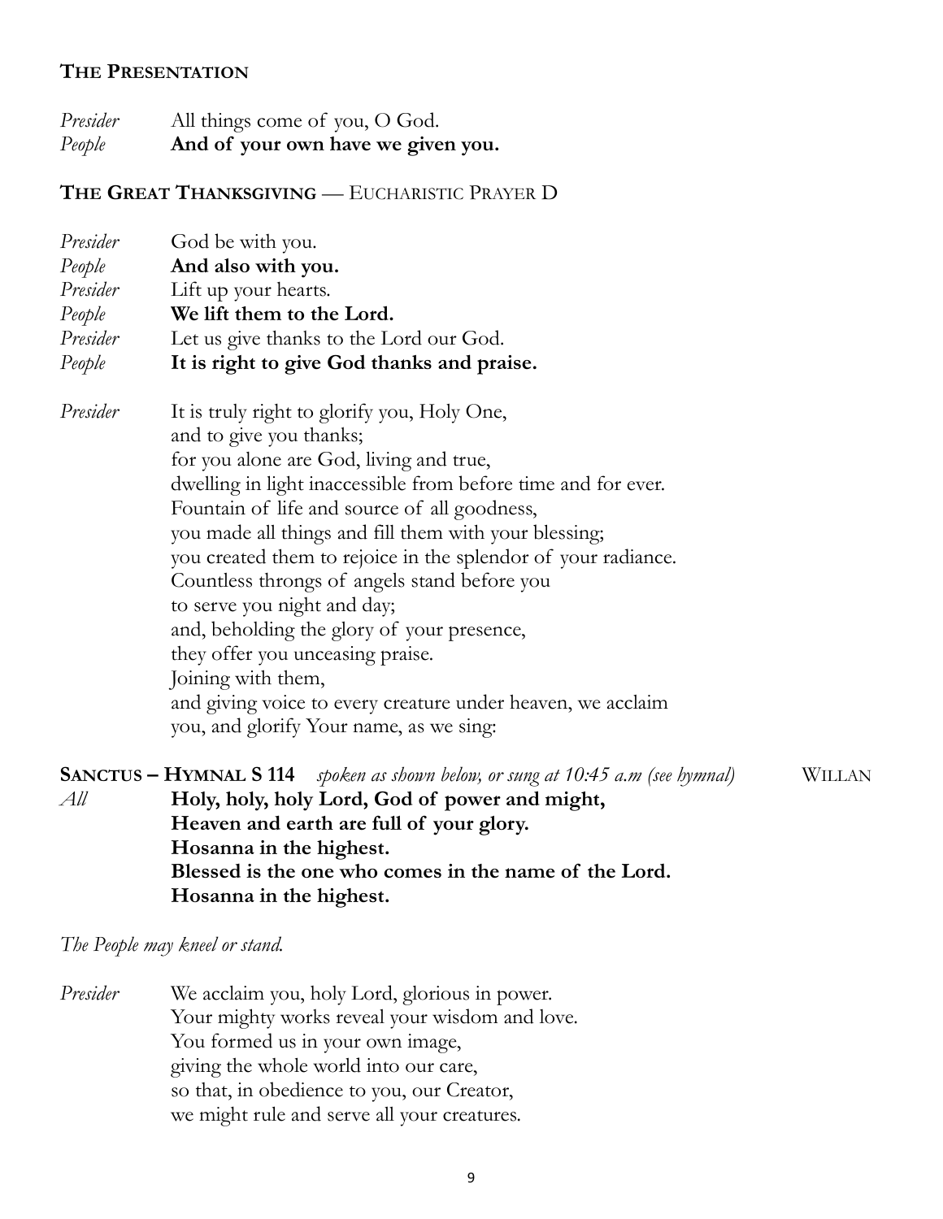### THE PRESENTATION

*Presider* All things come of you, O God.
*People* **And of your own have we given you.**

### THE GREAT THANKSGIVING — EUCHARISTIC PRAYER D

*Presider* God be with you.
*People* **And also with you.**
*Presider* Lift up your hearts.
*People* **We lift them to the Lord.**
*Presider* Let us give thanks to the Lord our God.
*People* **It is right to give God thanks and praise.**

*Presider* It is truly right to glorify you, Holy One,
and to give you thanks;
for you alone are God, living and true,
dwelling in light inaccessible from before time and for ever.
Fountain of life and source of all goodness,
you made all things and fill them with your blessing;
you created them to rejoice in the splendor of your radiance.
Countless throngs of angels stand before you
to serve you night and day;
and, beholding the glory of your presence,
they offer you unceasing praise.
Joining with them,
and giving voice to every creature under heaven, we acclaim
you, and glorify Your name, as we sing:

**SANCTUS – HYMNAL S 114** *spoken as shown below, or sung at 10:45 a.m (see hymnal)* WILLAN

*All* **Holy, holy, holy Lord, God of power and might,**
**Heaven and earth are full of your glory.**
**Hosanna in the highest.**
**Blessed is the one who comes in the name of the Lord.**
**Hosanna in the highest.**

*The People may kneel or stand.*

*Presider* We acclaim you, holy Lord, glorious in power.
Your mighty works reveal your wisdom and love.
You formed us in your own image,
giving the whole world into our care,
so that, in obedience to you, our Creator,
we might rule and serve all your creatures.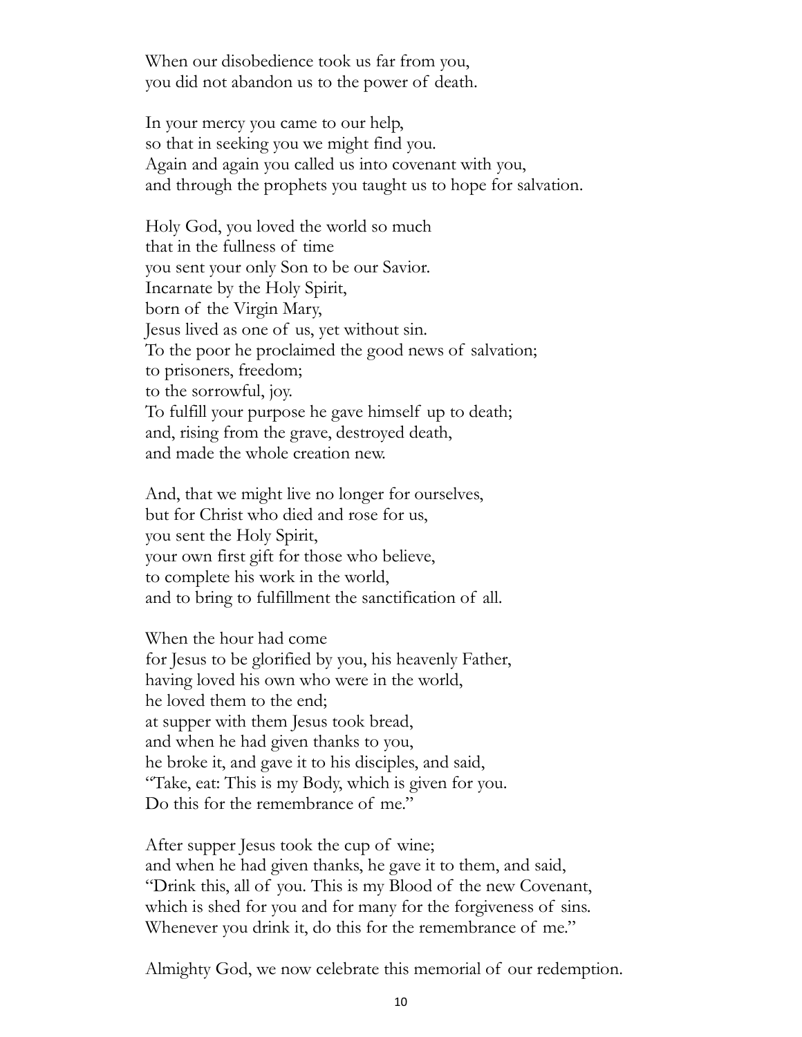When our disobedience took us far from you,
you did not abandon us to the power of death.

In your mercy you came to our help,
so that in seeking you we might find you.
Again and again you called us into covenant with you,
and through the prophets you taught us to hope for salvation.

Holy God, you loved the world so much
that in the fullness of time
you sent your only Son to be our Savior.
Incarnate by the Holy Spirit,
born of the Virgin Mary,
Jesus lived as one of us, yet without sin.
To the poor he proclaimed the good news of salvation;
to prisoners, freedom;
to the sorrowful, joy.
To fulfill your purpose he gave himself up to death;
and, rising from the grave, destroyed death,
and made the whole creation new.

And, that we might live no longer for ourselves,
but for Christ who died and rose for us,
you sent the Holy Spirit,
your own first gift for those who believe,
to complete his work in the world,
and to bring to fulfillment the sanctification of all.

When the hour had come
for Jesus to be glorified by you, his heavenly Father,
having loved his own who were in the world,
he loved them to the end;
at supper with them Jesus took bread,
and when he had given thanks to you,
he broke it, and gave it to his disciples, and said,
"Take, eat: This is my Body, which is given for you.
Do this for the remembrance of me."

After supper Jesus took the cup of wine;
and when he had given thanks, he gave it to them, and said,
"Drink this, all of you. This is my Blood of the new Covenant,
which is shed for you and for many for the forgiveness of sins.
Whenever you drink it, do this for the remembrance of me."

Almighty God, we now celebrate this memorial of our redemption.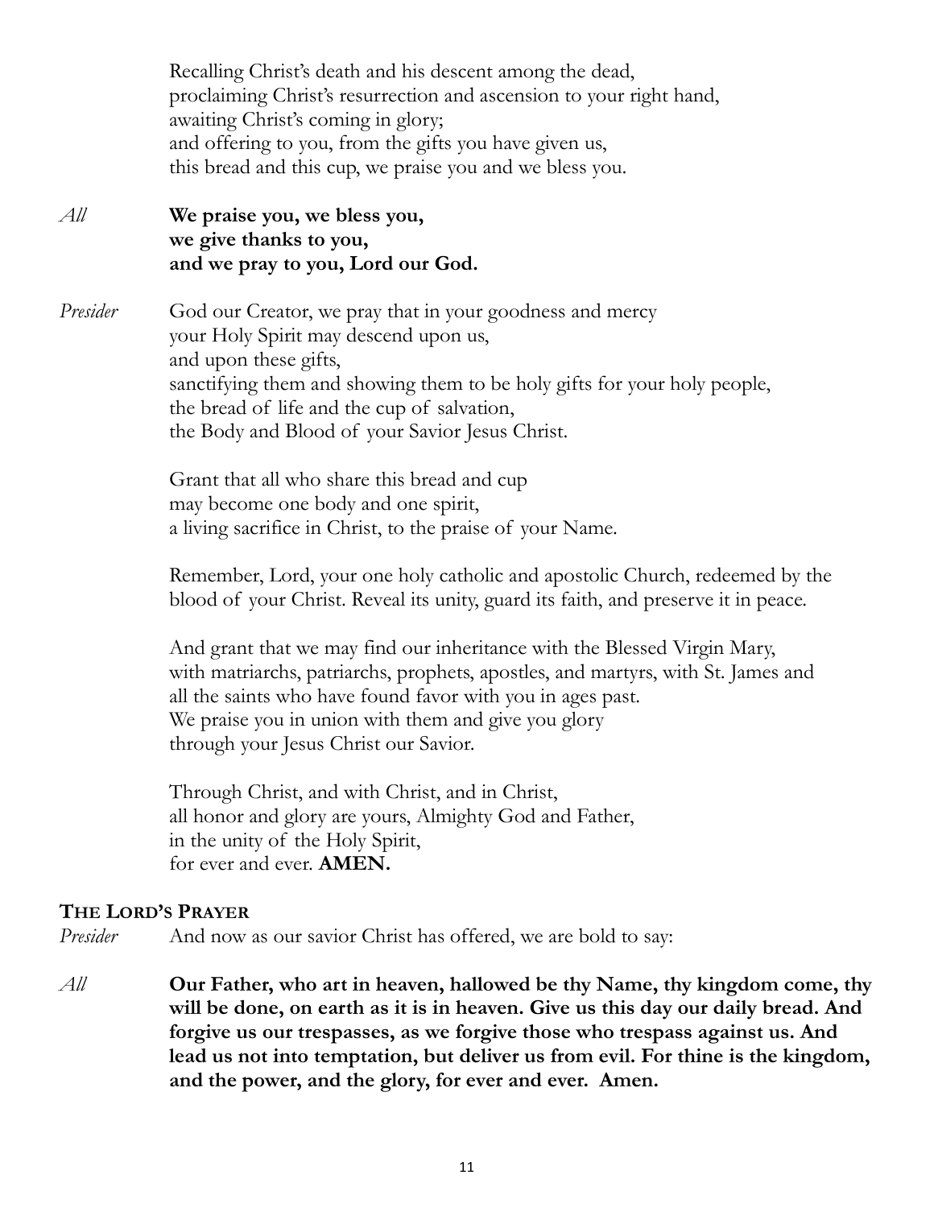Recalling Christ's death and his descent among the dead,
proclaiming Christ's resurrection and ascension to your right hand,
awaiting Christ's coming in glory;
and offering to you, from the gifts you have given us,
this bread and this cup, we praise you and we bless you.

*All* **We praise you, we bless you,
we give thanks to you,
and we pray to you, Lord our God.**

*Presider* God our Creator, we pray that in your goodness and mercy
your Holy Spirit may descend upon us,
and upon these gifts,
sanctifying them and showing them to be holy gifts for your holy people,
the bread of life and the cup of salvation,
the Body and Blood of your Savior Jesus Christ.

Grant that all who share this bread and cup
may become one body and one spirit,
a living sacrifice in Christ, to the praise of your Name.

Remember, Lord, your one holy catholic and apostolic Church, redeemed by the blood of your Christ. Reveal its unity, guard its faith, and preserve it in peace.

And grant that we may find our inheritance with the Blessed Virgin Mary,
with matriarchs, patriarchs, prophets, apostles, and martyrs, with St. James and
all the saints who have found favor with you in ages past.
We praise you in union with them and give you glory
through your Jesus Christ our Savior.

Through Christ, and with Christ, and in Christ,
all honor and glory are yours, Almighty God and Father,
in the unity of the Holy Spirit,
for ever and ever. **AMEN.**

## THE LORD'S PRAYER

*Presider* And now as our savior Christ has offered, we are bold to say:

*All* **Our Father, who art in heaven, hallowed be thy Name, thy kingdom come, thy will be done, on earth as it is in heaven. Give us this day our daily bread. And forgive us our trespasses, as we forgive those who trespass against us. And lead us not into temptation, but deliver us from evil. For thine is the kingdom, and the power, and the glory, for ever and ever. Amen.**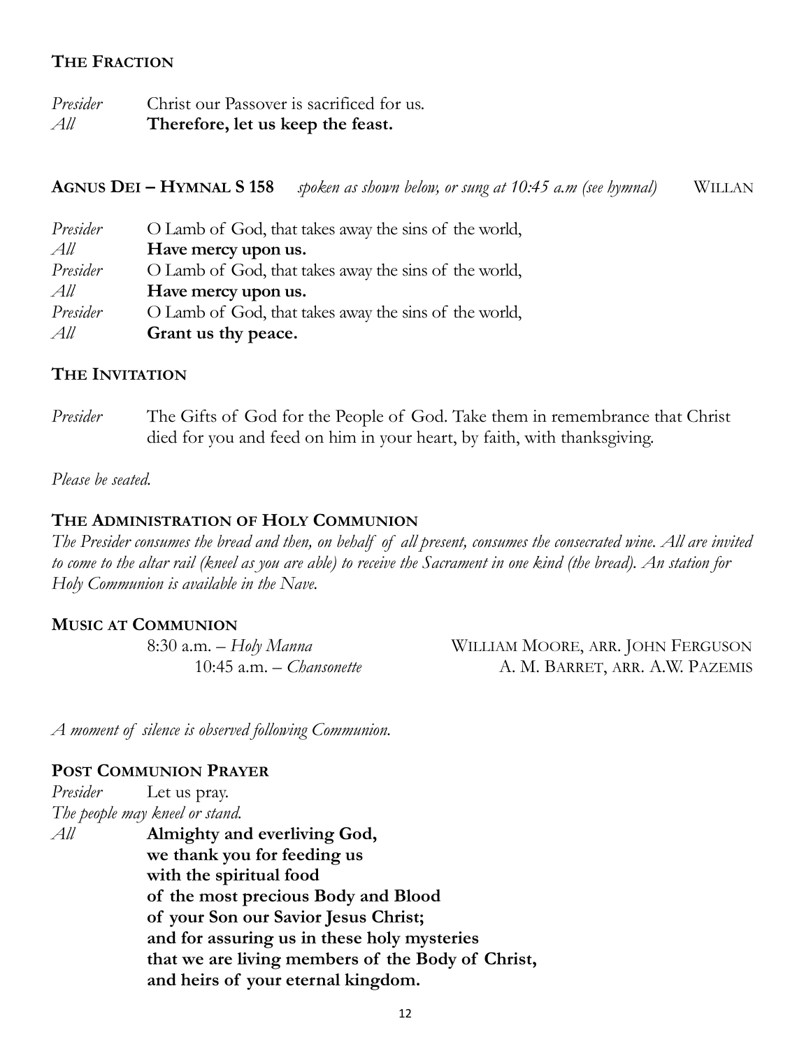### THE FRACTION

*Presider* Christ our Passover is sacrificed for us.
*All* **Therefore, let us keep the feast.**

### AGNUS DEI – HYMNAL S 158 *spoken as shown below, or sung at 10:45 a.m (see hymnal)* WILLAN

*Presider* O Lamb of God, that takes away the sins of the world,
*All* **Have mercy upon us.**
*Presider* O Lamb of God, that takes away the sins of the world,
*All* **Have mercy upon us.**
*Presider* O Lamb of God, that takes away the sins of the world,
*All* **Grant us thy peace.**

### THE INVITATION

*Presider* The Gifts of God for the People of God. Take them in remembrance that Christ died for you and feed on him in your heart, by faith, with thanksgiving.

*Please be seated.*

### THE ADMINISTRATION OF HOLY COMMUNION

*The Presider consumes the bread and then, on behalf of all present, consumes the consecrated wine. All are invited to come to the altar rail (kneel as you are able) to receive the Sacrament in one kind (the bread). An station for Holy Communion is available in the Nave.*

### MUSIC AT COMMUNION

8:30 a.m. – *Holy Manna* WILLIAM MOORE, ARR. JOHN FERGUSON
10:45 a.m. – *Chansonette* A. M. BARRET, ARR. A.W. PAZEMIS

*A moment of silence is observed following Communion.*

### POST COMMUNION PRAYER

*Presider* Let us pray.
*The people may kneel or stand.*
*All* **Almighty and everliving God,**
**we thank you for feeding us**
**with the spiritual food**
**of the most precious Body and Blood**
**of your Son our Savior Jesus Christ;**
**and for assuring us in these holy mysteries**
**that we are living members of the Body of Christ,**
**and heirs of your eternal kingdom.**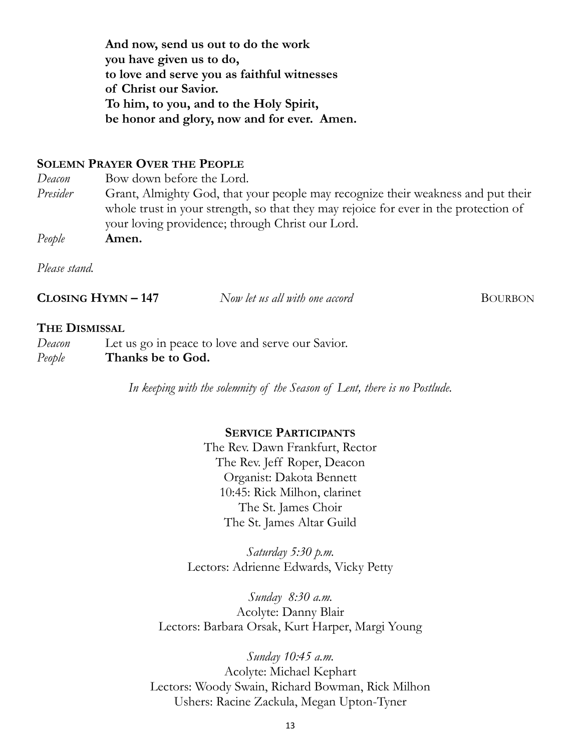**And now, send us out to do the work**
**you have given us to do,**
**to love and serve you as faithful witnesses**
**of Christ our Savior.**
**To him, to you, and to the Holy Spirit,**
**be honor and glory, now and for ever. Amen.**

**SOLEMN PRAYER OVER THE PEOPLE**

*Deacon* Bow down before the Lord.

*Presider* Grant, Almighty God, that your people may recognize their weakness and put their whole trust in your strength, so that they may rejoice for ever in the protection of your loving providence; through Christ our Lord.

*People* **Amen.**

*Please stand.*

**CLOSING HYMN – 147** *Now let us all with one accord* BOURBON

**THE DISMISSAL**

*Deacon* Let us go in peace to love and serve our Savior.

*People* **Thanks be to God.**

*In keeping with the solemnity of the Season of Lent, there is no Postlude.*

**SERVICE PARTICIPANTS**

The Rev. Dawn Frankfurt, Rector
The Rev. Jeff Roper, Deacon
Organist: Dakota Bennett
10:45: Rick Milhon, clarinet
The St. James Choir
The St. James Altar Guild

*Saturday 5:30 p.m.*
Lectors: Adrienne Edwards, Vicky Petty

*Sunday 8:30 a.m.*
Acolyte: Danny Blair
Lectors: Barbara Orsak, Kurt Harper, Margi Young

*Sunday 10:45 a.m.*
Acolyte: Michael Kephart
Lectors: Woody Swain, Richard Bowman, Rick Milhon
Ushers: Racine Zackula, Megan Upton-Tyner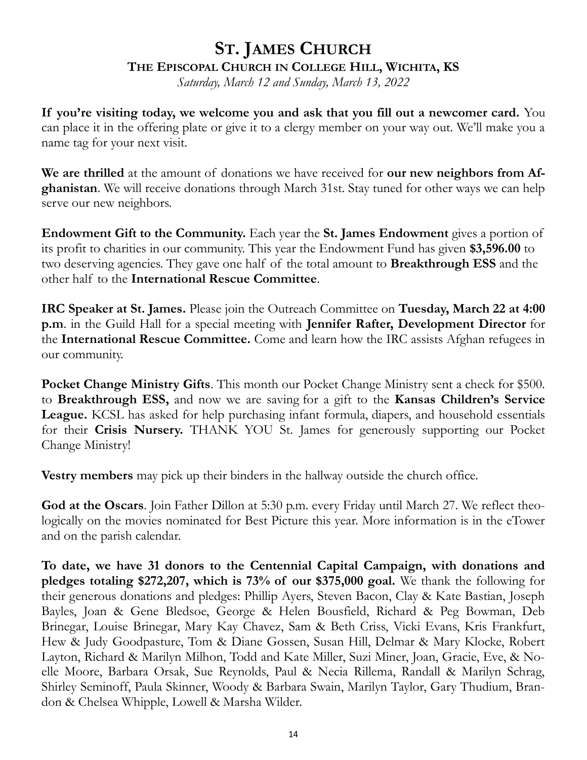# ST. JAMES CHURCH

## THE EPISCOPAL CHURCH IN COLLEGE HILL, WICHITA, KS

*Saturday, March 12 and Sunday, March 13, 2022*

**If you're visiting today, we welcome you and ask that you fill out a newcomer card.** You can place it in the offering plate or give it to a clergy member on your way out. We'll make you a name tag for your next visit.

**We are thrilled** at the amount of donations we have received for **our new neighbors from Afghanistan**. We will receive donations through March 31st. Stay tuned for other ways we can help serve our new neighbors.

**Endowment Gift to the Community.** Each year the **St. James Endowment** gives a portion of its profit to charities in our community. This year the Endowment Fund has given **$3,596.00** to two deserving agencies. They gave one half of the total amount to **Breakthrough ESS** and the other half to the **International Rescue Committee**.

**IRC Speaker at St. James.** Please join the Outreach Committee on **Tuesday, March 22 at 4:00 p.m**. in the Guild Hall for a special meeting with **Jennifer Rafter, Development Director** for the **International Rescue Committee.** Come and learn how the IRC assists Afghan refugees in our community.

**Pocket Change Ministry Gifts**. This month our Pocket Change Ministry sent a check for $500. to **Breakthrough ESS,** and now we are saving for a gift to the **Kansas Children's Service League.** KCSL has asked for help purchasing infant formula, diapers, and household essentials for their **Crisis Nursery.** THANK YOU St. James for generously supporting our Pocket Change Ministry!

**Vestry members** may pick up their binders in the hallway outside the church office.

**God at the Oscars**. Join Father Dillon at 5:30 p.m. every Friday until March 27. We reflect theologically on the movies nominated for Best Picture this year. More information is in the eTower and on the parish calendar.

**To date, we have 31 donors to the Centennial Capital Campaign, with donations and pledges totaling $272,207, which is 73% of our $375,000 goal.** We thank the following for their generous donations and pledges: Phillip Ayers, Steven Bacon, Clay & Kate Bastian, Joseph Bayles, Joan & Gene Bledsoe, George & Helen Bousfield, Richard & Peg Bowman, Deb Brinegar, Louise Brinegar, Mary Kay Chavez, Sam & Beth Criss, Vicki Evans, Kris Frankfurt, Hew & Judy Goodpasture, Tom & Diane Gossen, Susan Hill, Delmar & Mary Klocke, Robert Layton, Richard & Marilyn Milhon, Todd and Kate Miller, Suzi Miner, Joan, Gracie, Eve, & Noelle Moore, Barbara Orsak, Sue Reynolds, Paul & Necia Rillema, Randall & Marilyn Schrag, Shirley Seminoff, Paula Skinner, Woody & Barbara Swain, Marilyn Taylor, Gary Thudium, Brandon & Chelsea Whipple, Lowell & Marsha Wilder.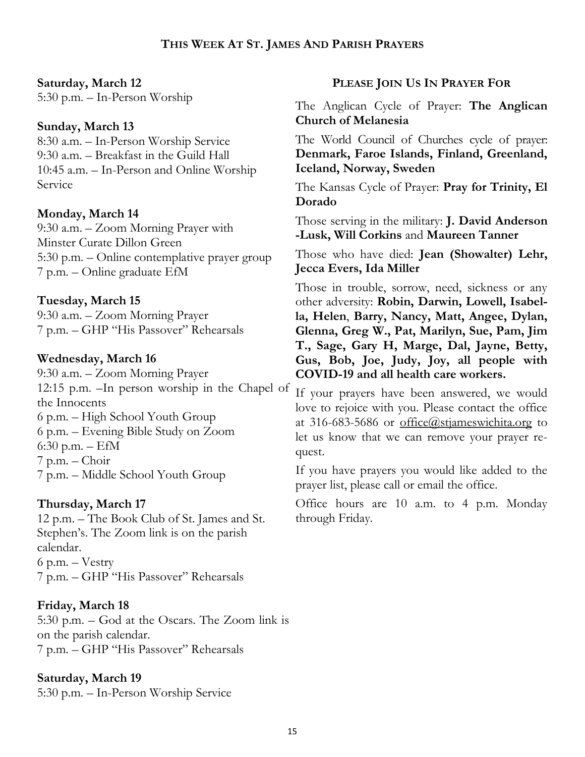## This Week At St. James And Parish Prayers

**Saturday, March 12**
5:30 p.m. – In-Person Worship

**Sunday, March 13**
8:30 a.m. – In-Person Worship Service
9:30 a.m. – Breakfast in the Guild Hall
10:45 a.m. – In-Person and Online Worship Service

**Monday, March 14**
9:30 a.m. – Zoom Morning Prayer with Minster Curate Dillon Green
5:30 p.m. – Online contemplative prayer group
7 p.m. – Online graduate EfM

**Tuesday, March 15**
9:30 a.m. – Zoom Morning Prayer
7 p.m. – GHP "His Passover" Rehearsals

**Wednesday, March 16**
9:30 a.m. – Zoom Morning Prayer
12:15 p.m. –In person worship in the Chapel of the Innocents
6 p.m. – High School Youth Group
6 p.m. – Evening Bible Study on Zoom
6:30 p.m. – EfM
7 p.m. – Choir
7 p.m. – Middle School Youth Group

**Thursday, March 17**
12 p.m. – The Book Club of St. James and St. Stephen's. The Zoom link is on the parish calendar.
6 p.m. – Vestry
7 p.m. – GHP "His Passover" Rehearsals

**Friday, March 18**
5:30 p.m. – God at the Oscars. The Zoom link is on the parish calendar.
7 p.m. – GHP "His Passover" Rehearsals

**Saturday, March 19**
5:30 p.m. – In-Person Worship Service

### Please Join Us In Prayer For

The Anglican Cycle of Prayer: **The Anglican Church of Melanesia**

The World Council of Churches cycle of prayer: **Denmark, Faroe Islands, Finland, Greenland, Iceland, Norway, Sweden**

The Kansas Cycle of Prayer: **Pray for Trinity, El Dorado**

Those serving in the military: **J. David Anderson -Lusk, Will Corkins** and **Maureen Tanner**

Those who have died: **Jean (Showalter) Lehr, Jecca Evers, Ida Miller**

Those in trouble, sorrow, need, sickness or any other adversity: **Robin, Darwin, Lowell, Isabella, Helen**, **Barry, Nancy, Matt, Angee, Dylan, Glenna, Greg W., Pat, Marilyn, Sue, Pam, Jim T., Sage, Gary H, Marge, Dal, Jayne, Betty, Gus, Bob, Joe, Judy, Joy, all people with COVID-19 and all health care workers.**

If your prayers have been answered, we would love to rejoice with you. Please contact the office at 316-683-5686 or office@stjameswichita.org to let us know that we can remove your prayer request.

If you have prayers you would like added to the prayer list, please call or email the office.

Office hours are 10 a.m. to 4 p.m. Monday through Friday.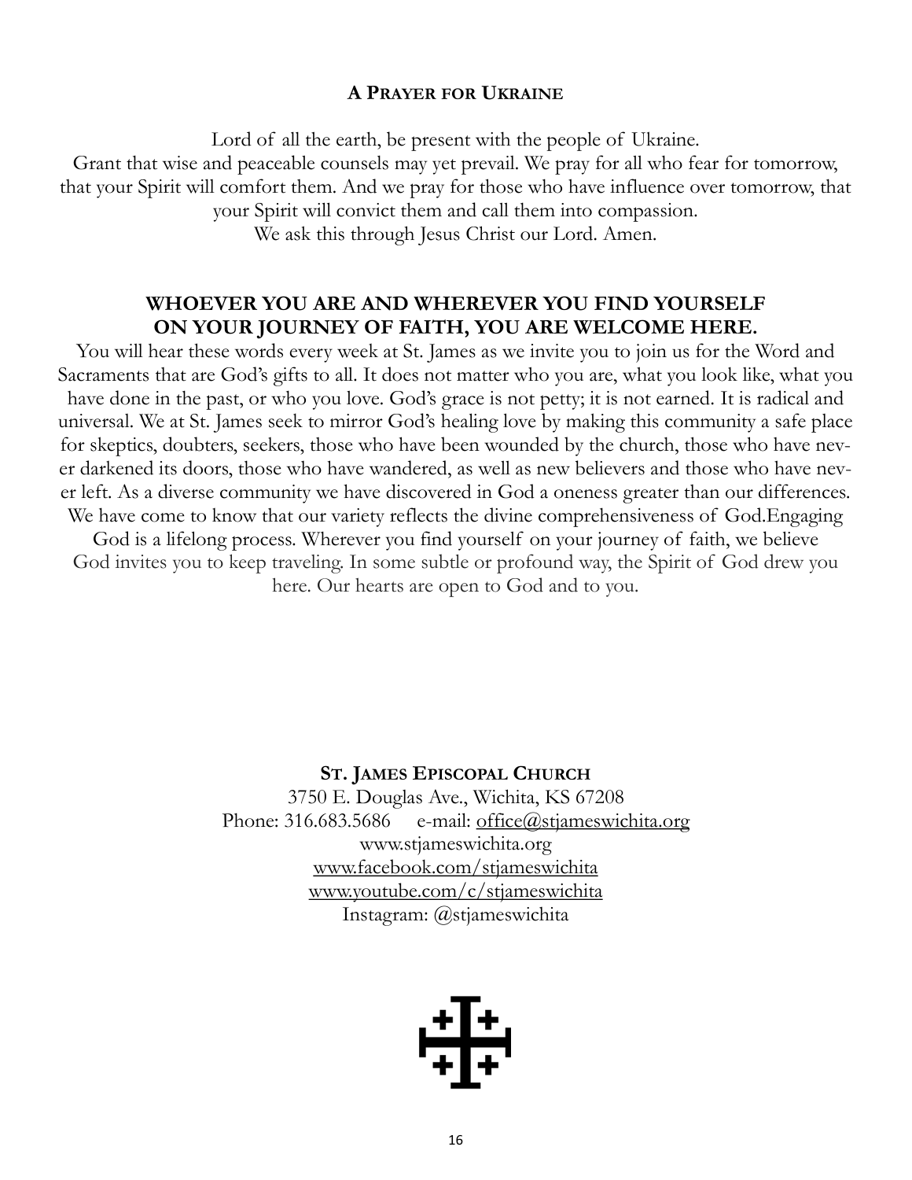## A Prayer for Ukraine

Lord of all the earth, be present with the people of Ukraine.
Grant that wise and peaceable counsels may yet prevail. We pray for all who fear for tomorrow, that your Spirit will comfort them. And we pray for those who have influence over tomorrow, that your Spirit will convict them and call them into compassion.
We ask this through Jesus Christ our Lord. Amen.

## WHOEVER YOU ARE AND WHEREVER YOU FIND YOURSELF ON YOUR JOURNEY OF FAITH, YOU ARE WELCOME HERE.

You will hear these words every week at St. James as we invite you to join us for the Word and Sacraments that are God's gifts to all. It does not matter who you are, what you look like, what you have done in the past, or who you love. God's grace is not petty; it is not earned. It is radical and universal. We at St. James seek to mirror God's healing love by making this community a safe place for skeptics, doubters, seekers, those who have been wounded by the church, those who have never darkened its doors, those who have wandered, as well as new believers and those who have never left. As a diverse community we have discovered in God a oneness greater than our differences. We have come to know that our variety reflects the divine comprehensiveness of God.Engaging God is a lifelong process. Wherever you find yourself on your journey of faith, we believe God invites you to keep traveling. In some subtle or profound way, the Spirit of God drew you here. Our hearts are open to God and to you.

**St. James Episcopal Church**
3750 E. Douglas Ave., Wichita, KS 67208
Phone: 316.683.5686 e-mail: office@stjameswichita.org
www.stjameswichita.org
www.facebook.com/stjameswichita
www.youtube.com/c/stjameswichita
Instagram: @stjameswichita